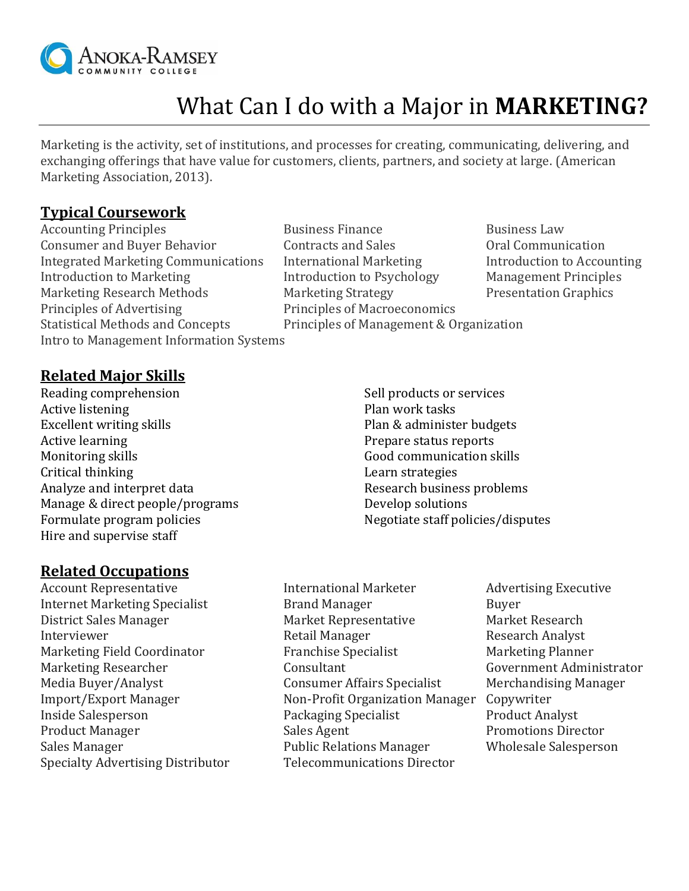Anoka-Ramsey Community College

# What Can I do with a Major in **MARKETING?**

Marketing is the activity, set of institutions, and processes for creating, communicating, delivering, and exchanging offerings that have value for customers, clients, partners, and society at large. (American Marketing Association, 2013).

## Typical Coursework

- Accounting Principles
- Consumer and Buyer Behavior
- Integrated Marketing Communications
- Introduction to Marketing
- Marketing Research Methods
- Principles of Advertising
- Statistical Methods and Concepts
- Intro to Management Information Systems
- Business Finance
- Contracts and Sales
- International Marketing
- Introduction to Psychology
- Marketing Strategy
- Principles of Macroeconomics
- Principles of Management & Organization
- Business Law
- Oral Communication
- Introduction to Accounting
- Management Principles
- Presentation Graphics

## Related Major Skills

- Reading comprehension
- Active listening
- Excellent writing skills
- Active learning
- Monitoring skills
- Critical thinking
- Analyze and interpret data
- Manage & direct people/programs
- Formulate program policies
- Hire and supervise staff
- Sell products or services
- Plan work tasks
- Plan & administer budgets
- Prepare status reports
- Good communication skills
- Learn strategies
- Research business problems
- Develop solutions
- Negotiate staff policies/disputes

## Related Occupations

- Account Representative
- Internet Marketing Specialist
- District Sales Manager
- Interviewer
- Marketing Field Coordinator
- Marketing Researcher
- Media Buyer/Analyst
- Import/Export Manager
- Inside Salesperson
- Product Manager
- Sales Manager
- Specialty Advertising Distributor
- International Marketer
- Brand Manager
- Market Representative
- Retail Manager
- Franchise Specialist
- Consultant
- Consumer Affairs Specialist
- Non-Profit Organization Manager
- Packaging Specialist
- Sales Agent
- Public Relations Manager
- Telecommunications Director
- Advertising Executive
- Buyer
- Market Research
- Research Analyst
- Marketing Planner
- Government Administrator
- Merchandising Manager
- Copywriter
- Product Analyst
- Promotions Director
- Wholesale Salesperson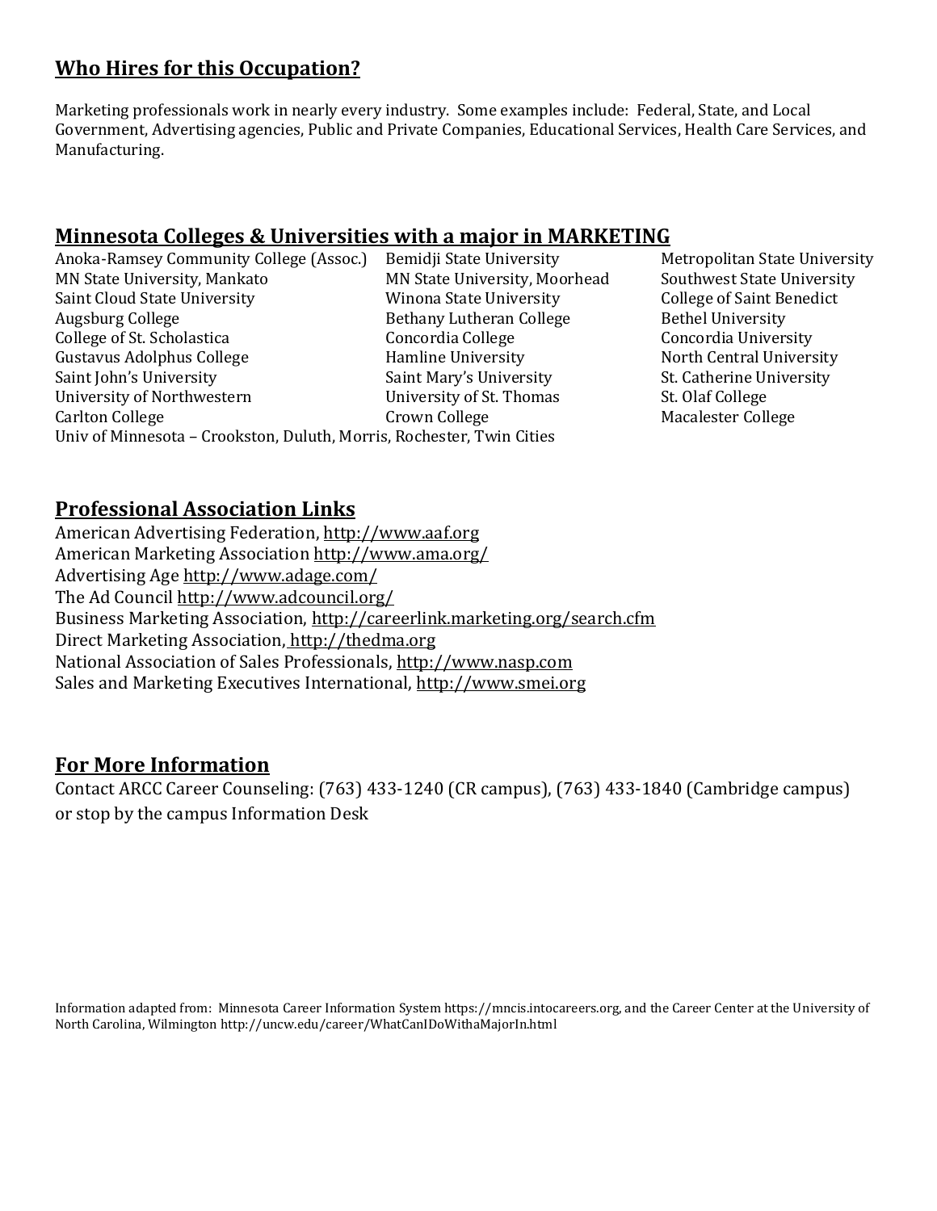## Who Hires for this Occupation?

Marketing professionals work in nearly every industry. Some examples include: Federal, State, and Local Government, Advertising agencies, Public and Private Companies, Educational Services, Health Care Services, and Manufacturing.

## Minnesota Colleges & Universities with a major in MARKETING

| | | |
|---|---|---|
| Anoka-Ramsey Community College (Assoc.) | Bemidji State University | Metropolitan State University |
| MN State University, Mankato | MN State University, Moorhead | Southwest State University |
| Saint Cloud State University | Winona State University | College of Saint Benedict |
| Augsburg College | Bethany Lutheran College | Bethel University |
| College of St. Scholastica | Concordia College | Concordia University |
| Gustavus Adolphus College | Hamline University | North Central University |
| Saint John's University | Saint Mary's University | St. Catherine University |
| University of Northwestern | University of St. Thomas | St. Olaf College |
| Carlton College | Crown College | Macalester College |

Univ of Minnesota – Crookston, Duluth, Morris, Rochester, Twin Cities

## Professional Association Links

American Advertising Federation, http://www.aaf.org
American Marketing Association http://www.ama.org/
Advertising Age http://www.adage.com/
The Ad Council http://www.adcouncil.org/
Business Marketing Association, http://careerlink.marketing.org/search.cfm
Direct Marketing Association, http://thedma.org
National Association of Sales Professionals, http://www.nasp.com
Sales and Marketing Executives International, http://www.smei.org

## For More Information

Contact ARCC Career Counseling: (763) 433-1240 (CR campus), (763) 433-1840 (Cambridge campus) or stop by the campus Information Desk

Information adapted from: Minnesota Career Information System https://mncis.intocareers.org, and the Career Center at the University of North Carolina, Wilmington http://uncw.edu/career/WhatCanIDoWithaMajorIn.html